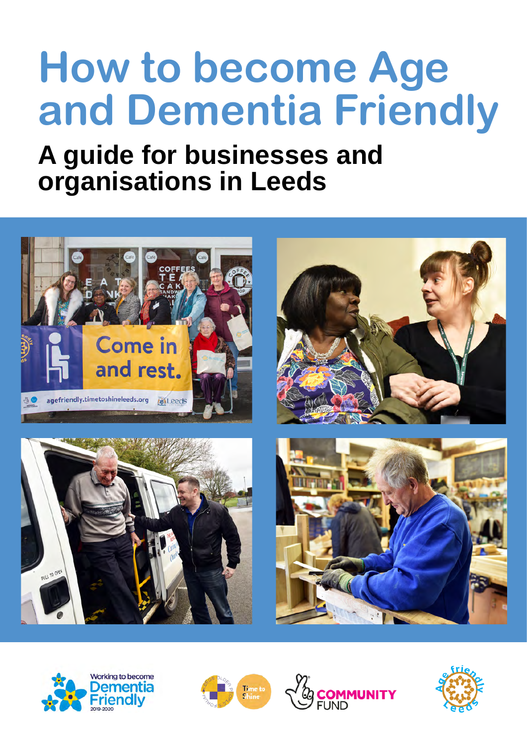# How to become Age and Dementia Friendly

## A guide for businesses and organisations in Leeds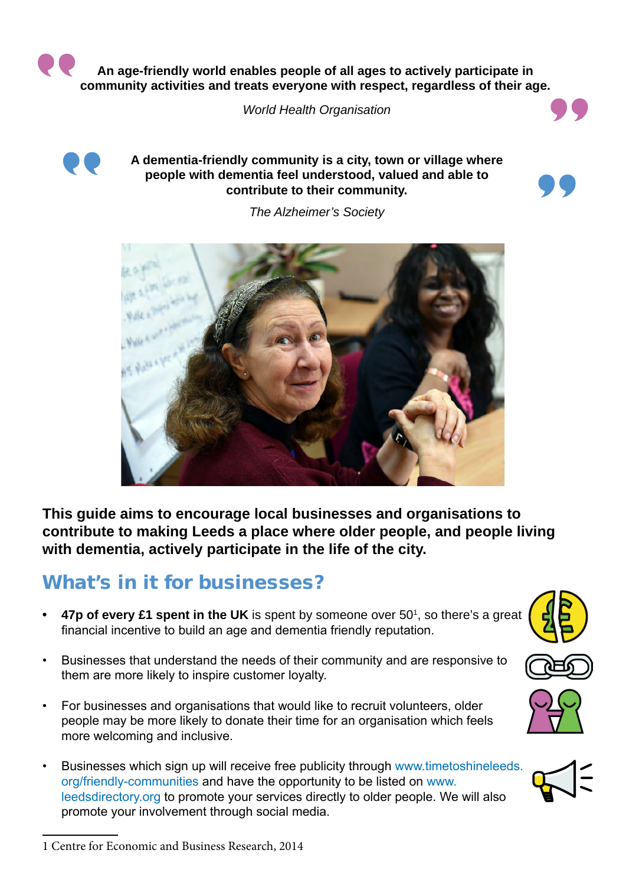> **An age-friendly world enables people of all ages to actively participate in community activities and treats everyone with respect, regardless of their age.**
>
> *World Health Organisation*

> **A dementia-friendly community is a city, town or village where people with dementia feel understood, valued and able to contribute to their community.**
>
> *The Alzheimer's Society*

**This guide aims to encourage local businesses and organisations to contribute to making Leeds a place where older people, and people living with dementia, actively participate in the life of the city.**

## What's in it for businesses?

- **47p of every £1 spent in the UK** is spent by someone over 50[1], so there's a great financial incentive to build an age and dementia friendly reputation.
- Businesses that understand the needs of their community and are responsive to them are more likely to inspire customer loyalty.
- For businesses and organisations that would like to recruit volunteers, older people may be more likely to donate their time for an organisation which feels more welcoming and inclusive.
- Businesses which sign up will receive free publicity through www.timetoshineleeds.org/friendly-communities and have the opportunity to be listed on www.leedsdirectory.org to promote your services directly to older people. We will also promote your involvement through social media.

---

1 Centre for Economic and Business Research, 2014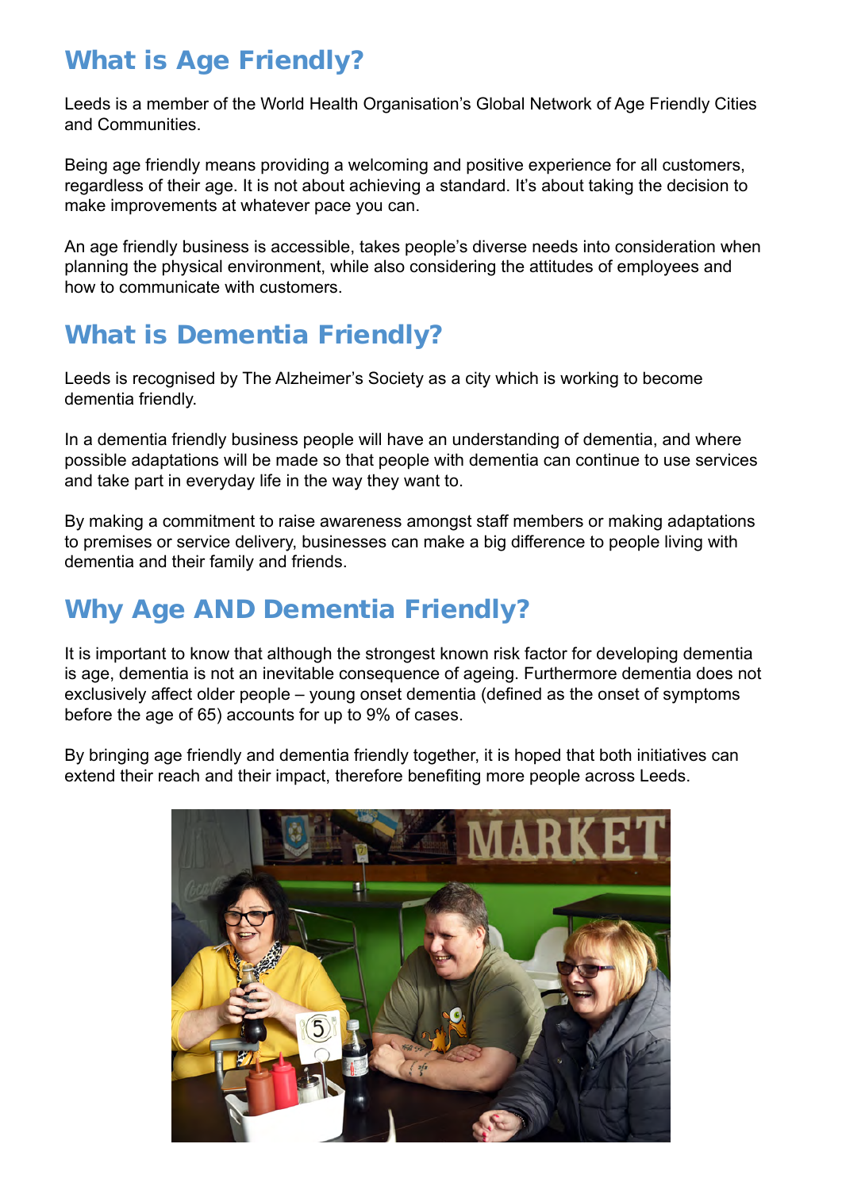## What is Age Friendly?

Leeds is a member of the World Health Organisation's Global Network of Age Friendly Cities and Communities.

Being age friendly means providing a welcoming and positive experience for all customers, regardless of their age. It is not about achieving a standard. It's about taking the decision to make improvements at whatever pace you can.

An age friendly business is accessible, takes people's diverse needs into consideration when planning the physical environment, while also considering the attitudes of employees and how to communicate with customers.

## What is Dementia Friendly?

Leeds is recognised by The Alzheimer's Society as a city which is working to become dementia friendly.

In a dementia friendly business people will have an understanding of dementia, and where possible adaptations will be made so that people with dementia can continue to use services and take part in everyday life in the way they want to.

By making a commitment to raise awareness amongst staff members or making adaptations to premises or service delivery, businesses can make a big difference to people living with dementia and their family and friends.

## Why Age AND Dementia Friendly?

It is important to know that although the strongest known risk factor for developing dementia is age, dementia is not an inevitable consequence of ageing. Furthermore dementia does not exclusively affect older people – young onset dementia (defined as the onset of symptoms before the age of 65) accounts for up to 9% of cases.

By bringing age friendly and dementia friendly together, it is hoped that both initiatives can extend their reach and their impact, therefore benefiting more people across Leeds.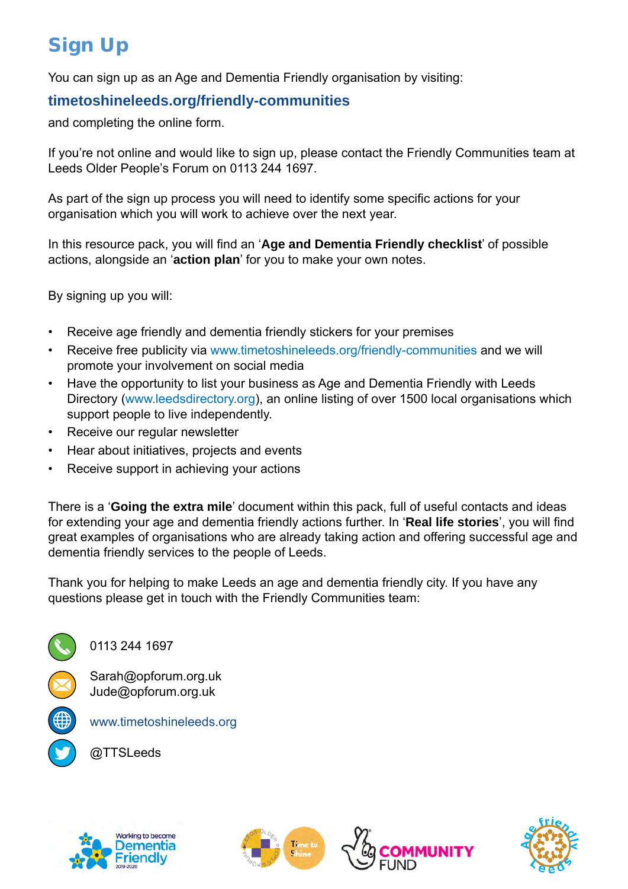# Sign Up

You can sign up as an Age and Dementia Friendly organisation by visiting:

**timetoshineleeds.org/friendly-communities**

and completing the online form.

If you're not online and would like to sign up, please contact the Friendly Communities team at Leeds Older People's Forum on 0113 244 1697.

As part of the sign up process you will need to identify some specific actions for your organisation which you will work to achieve over the next year.

In this resource pack, you will find an '**Age and Dementia Friendly checklist**' of possible actions, alongside an '**action plan**' for you to make your own notes.

By signing up you will:

- Receive age friendly and dementia friendly stickers for your premises
- Receive free publicity via www.timetoshineleeds.org/friendly-communities and we will promote your involvement on social media
- Have the opportunity to list your business as Age and Dementia Friendly with Leeds Directory (www.leedsdirectory.org), an online listing of over 1500 local organisations which support people to live independently.
- Receive our regular newsletter
- Hear about initiatives, projects and events
- Receive support in achieving your actions

There is a '**Going the extra mile**' document within this pack, full of useful contacts and ideas for extending your age and dementia friendly actions further. In '**Real life stories**', you will find great examples of organisations who are already taking action and offering successful age and dementia friendly services to the people of Leeds.

Thank you for helping to make Leeds an age and dementia friendly city. If you have any questions please get in touch with the Friendly Communities team:

0113 244 1697

Sarah@opforum.org.uk
Jude@opforum.org.uk

www.timetoshineleeds.org

@TTSLeeds

Working to become Dementia Friendly 2019-2020

Leeds Older People's Forum | Time to Shine | Community Fund | Age friendly Leeds